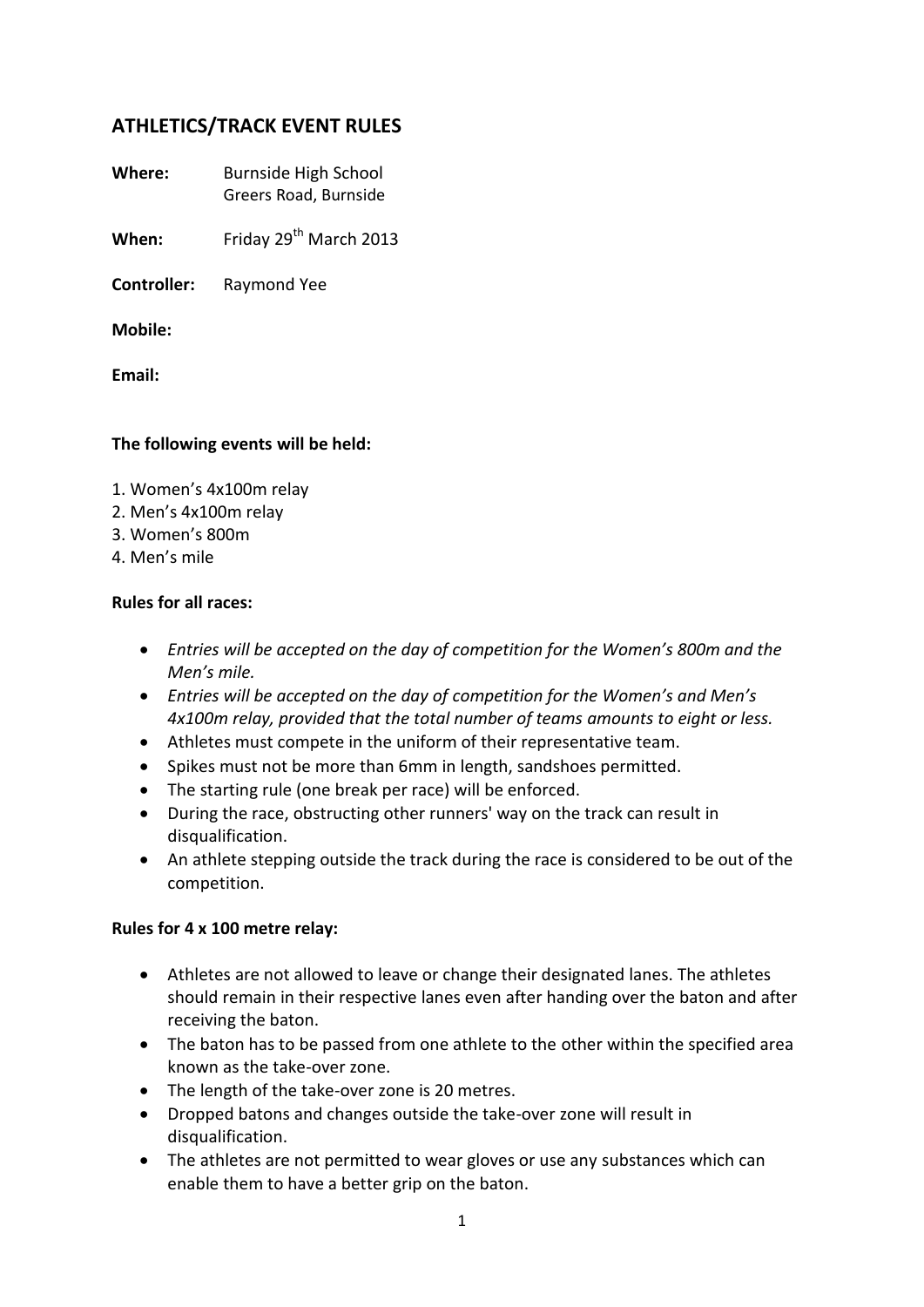## ATHLETICS/TRACK EVENT RULES

**Where:** Burnside High School
Greers Road, Burnside

**When:** Friday 29th March 2013

**Controller:** Raymond Yee

**Mobile:**

**Email:**

**The following events will be held:**

1. Women's 4x100m relay
2. Men's 4x100m relay
3. Women's 800m
4. Men's mile

**Rules for all races:**

- *Entries will be accepted on the day of competition for the Women's 800m and the Men's mile.*
- *Entries will be accepted on the day of competition for the Women's and Men's 4x100m relay, provided that the total number of teams amounts to eight or less.*
- Athletes must compete in the uniform of their representative team.
- Spikes must not be more than 6mm in length, sandshoes permitted.
- The starting rule (one break per race) will be enforced.
- During the race, obstructing other runners' way on the track can result in disqualification.
- An athlete stepping outside the track during the race is considered to be out of the competition.

**Rules for 4 x 100 metre relay:**

- Athletes are not allowed to leave or change their designated lanes. The athletes should remain in their respective lanes even after handing over the baton and after receiving the baton.
- The baton has to be passed from one athlete to the other within the specified area known as the take-over zone.
- The length of the take-over zone is 20 metres.
- Dropped batons and changes outside the take-over zone will result in disqualification.
- The athletes are not permitted to wear gloves or use any substances which can enable them to have a better grip on the baton.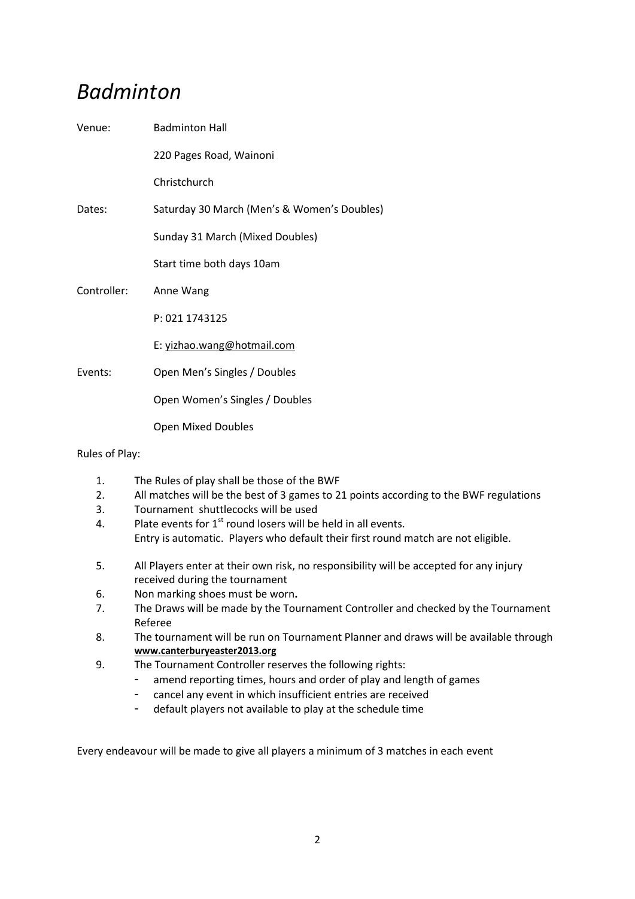# *Badminton*

| | |
|---|---|
| Venue: | Badminton Hall |
| | 220 Pages Road, Wainoni |
| | Christchurch |
| Dates: | Saturday 30 March (Men's & Women's Doubles) |
| | Sunday 31 March (Mixed Doubles) |
| | Start time both days 10am |
| Controller: | Anne Wang |
| | P: 021 1743125 |
| | E: yizhao.wang@hotmail.com |
| Events: | Open Men's Singles / Doubles |
| | Open Women's Singles / Doubles |
| | Open Mixed Doubles |

Rules of Play:

1. The Rules of play shall be those of the BWF
2. All matches will be the best of 3 games to 21 points according to the BWF regulations
3. Tournament shuttlecocks will be used
4. Plate events for 1st round losers will be held in all events.
   Entry is automatic. Players who default their first round match are not eligible.
5. All Players enter at their own risk, no responsibility will be accepted for any injury received during the tournament
6. Non marking shoes must be worn**.**
7. The Draws will be made by the Tournament Controller and checked by the Tournament Referee
8. The tournament will be run on Tournament Planner and draws will be available through **www.canterburyeaster2013.org**
9. The Tournament Controller reserves the following rights:
   - amend reporting times, hours and order of play and length of games
   - cancel any event in which insufficient entries are received
   - default players not available to play at the schedule time

Every endeavour will be made to give all players a minimum of 3 matches in each event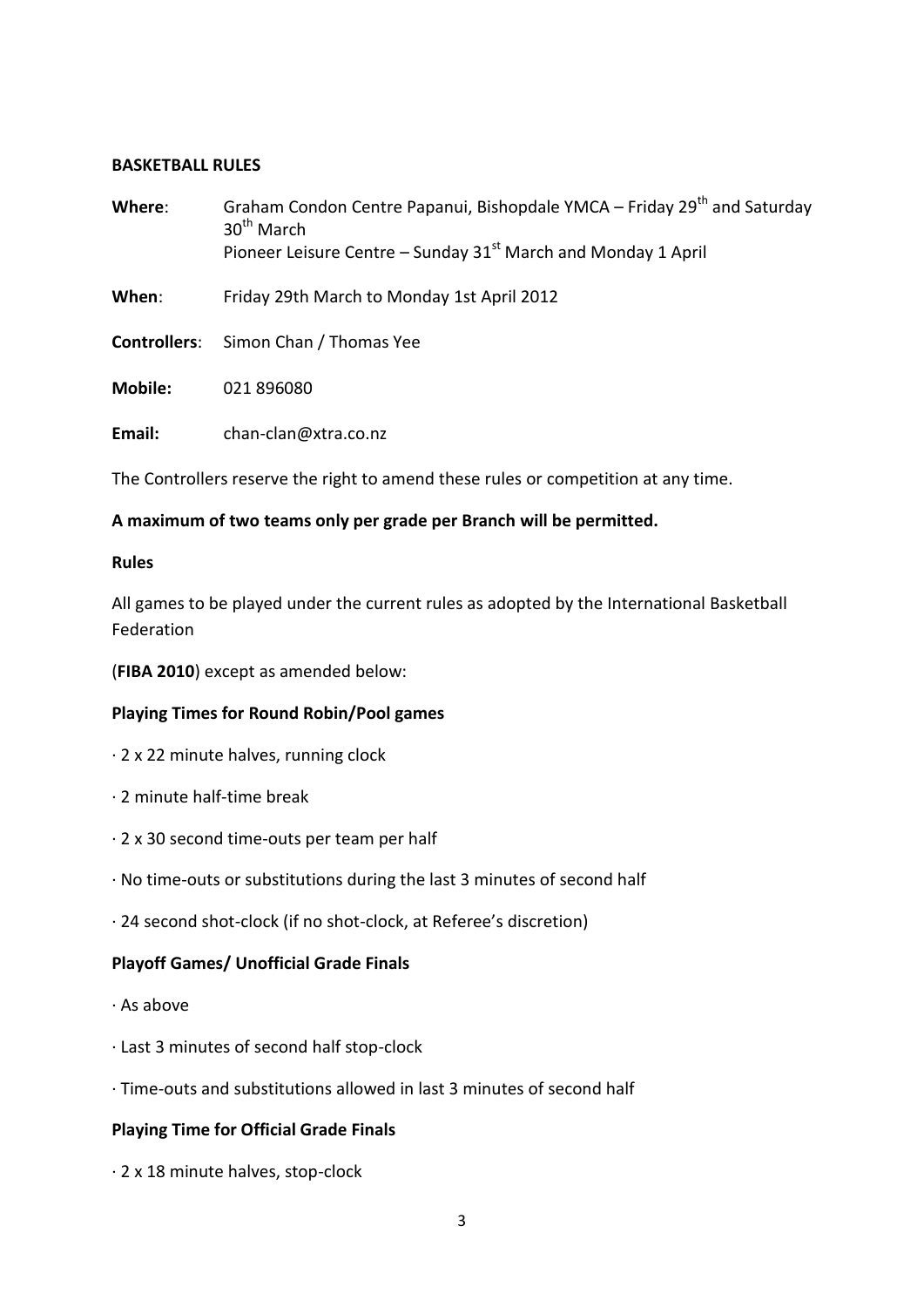**BASKETBALL RULES**

**Where**: Graham Condon Centre Papanui, Bishopdale YMCA – Friday 29th and Saturday 30th March
Pioneer Leisure Centre – Sunday 31st March and Monday 1 April

**When**: Friday 29th March to Monday 1st April 2012

**Controllers**: Simon Chan / Thomas Yee

**Mobile:** 021 896080

**Email:** chan-clan@xtra.co.nz

The Controllers reserve the right to amend these rules or competition at any time.

**A maximum of two teams only per grade per Branch will be permitted.**

**Rules**

All games to be played under the current rules as adopted by the International Basketball Federation

(**FIBA 2010**) except as amended below:

**Playing Times for Round Robin/Pool games**

· 2 x 22 minute halves, running clock

· 2 minute half-time break

· 2 x 30 second time-outs per team per half

· No time-outs or substitutions during the last 3 minutes of second half

· 24 second shot-clock (if no shot-clock, at Referee's discretion)

**Playoff Games/ Unofficial Grade Finals**

· As above

· Last 3 minutes of second half stop-clock

· Time-outs and substitutions allowed in last 3 minutes of second half

**Playing Time for Official Grade Finals**

· 2 x 18 minute halves, stop-clock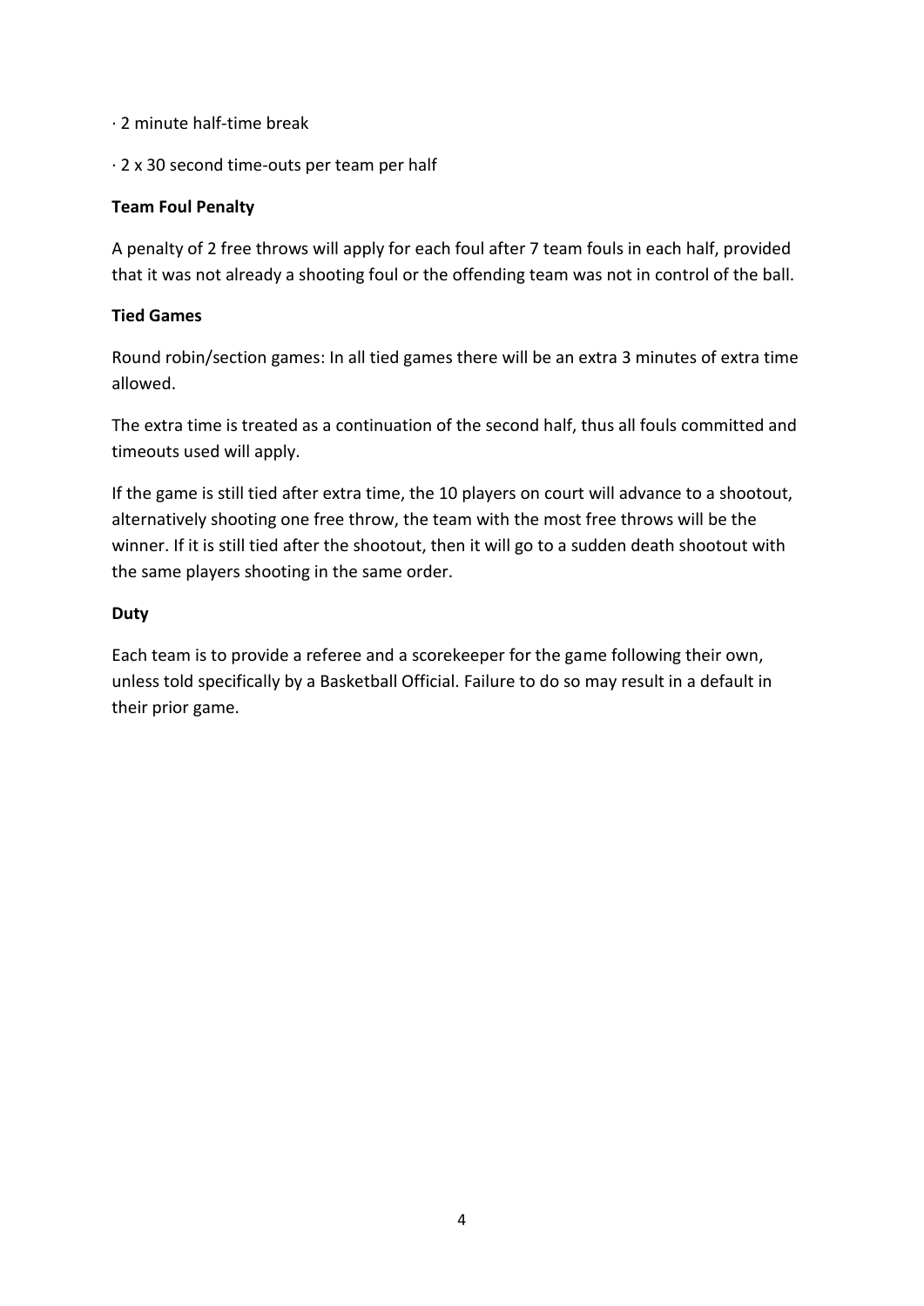· 2 minute half-time break

· 2 x 30 second time-outs per team per half

**Team Foul Penalty**

A penalty of 2 free throws will apply for each foul after 7 team fouls in each half, provided that it was not already a shooting foul or the offending team was not in control of the ball.

**Tied Games**

Round robin/section games: In all tied games there will be an extra 3 minutes of extra time allowed.

The extra time is treated as a continuation of the second half, thus all fouls committed and timeouts used will apply.

If the game is still tied after extra time, the 10 players on court will advance to a shootout, alternatively shooting one free throw, the team with the most free throws will be the winner. If it is still tied after the shootout, then it will go to a sudden death shootout with the same players shooting in the same order.

**Duty**

Each team is to provide a referee and a scorekeeper for the game following their own, unless told specifically by a Basketball Official. Failure to do so may result in a default in their prior game.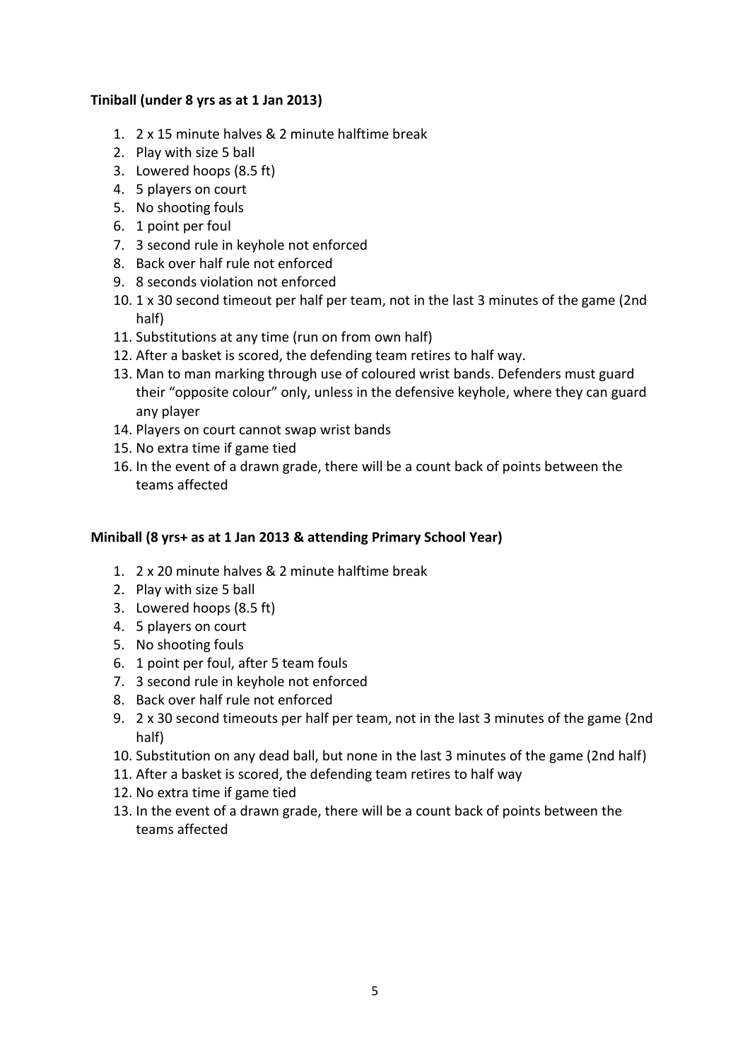**Tiniball (under 8 yrs as at 1 Jan 2013)**

1. 2 x 15 minute halves & 2 minute halftime break
2. Play with size 5 ball
3. Lowered hoops (8.5 ft)
4. 5 players on court
5. No shooting fouls
6. 1 point per foul
7. 3 second rule in keyhole not enforced
8. Back over half rule not enforced
9. 8 seconds violation not enforced
10. 1 x 30 second timeout per half per team, not in the last 3 minutes of the game (2nd half)
11. Substitutions at any time (run on from own half)
12. After a basket is scored, the defending team retires to half way.
13. Man to man marking through use of coloured wrist bands. Defenders must guard their "opposite colour" only, unless in the defensive keyhole, where they can guard any player
14. Players on court cannot swap wrist bands
15. No extra time if game tied
16. In the event of a drawn grade, there will be a count back of points between the teams affected

**Miniball (8 yrs+ as at 1 Jan 2013 & attending Primary School Year)**

1. 2 x 20 minute halves & 2 minute halftime break
2. Play with size 5 ball
3. Lowered hoops (8.5 ft)
4. 5 players on court
5. No shooting fouls
6. 1 point per foul, after 5 team fouls
7. 3 second rule in keyhole not enforced
8. Back over half rule not enforced
9. 2 x 30 second timeouts per half per team, not in the last 3 minutes of the game (2nd half)
10. Substitution on any dead ball, but none in the last 3 minutes of the game (2nd half)
11. After a basket is scored, the defending team retires to half way
12. No extra time if game tied
13. In the event of a drawn grade, there will be a count back of points between the teams affected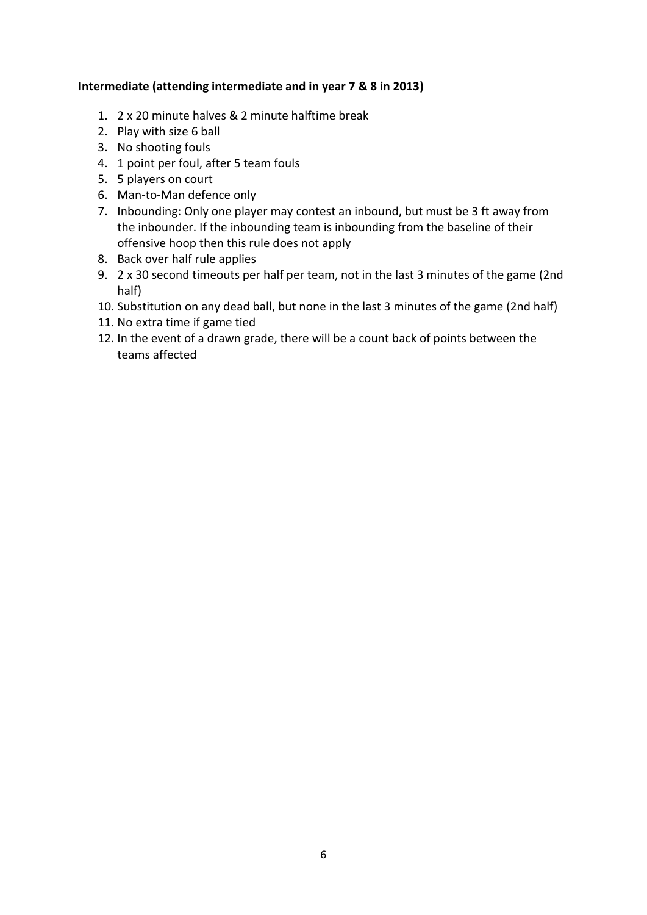**Intermediate (attending intermediate and in year 7 & 8 in 2013)**

1. 2 x 20 minute halves & 2 minute halftime break
2. Play with size 6 ball
3. No shooting fouls
4. 1 point per foul, after 5 team fouls
5. 5 players on court
6. Man-to-Man defence only
7. Inbounding: Only one player may contest an inbound, but must be 3 ft away from the inbounder. If the inbounding team is inbounding from the baseline of their offensive hoop then this rule does not apply
8. Back over half rule applies
9. 2 x 30 second timeouts per half per team, not in the last 3 minutes of the game (2nd half)
10. Substitution on any dead ball, but none in the last 3 minutes of the game (2nd half)
11. No extra time if game tied
12. In the event of a drawn grade, there will be a count back of points between the teams affected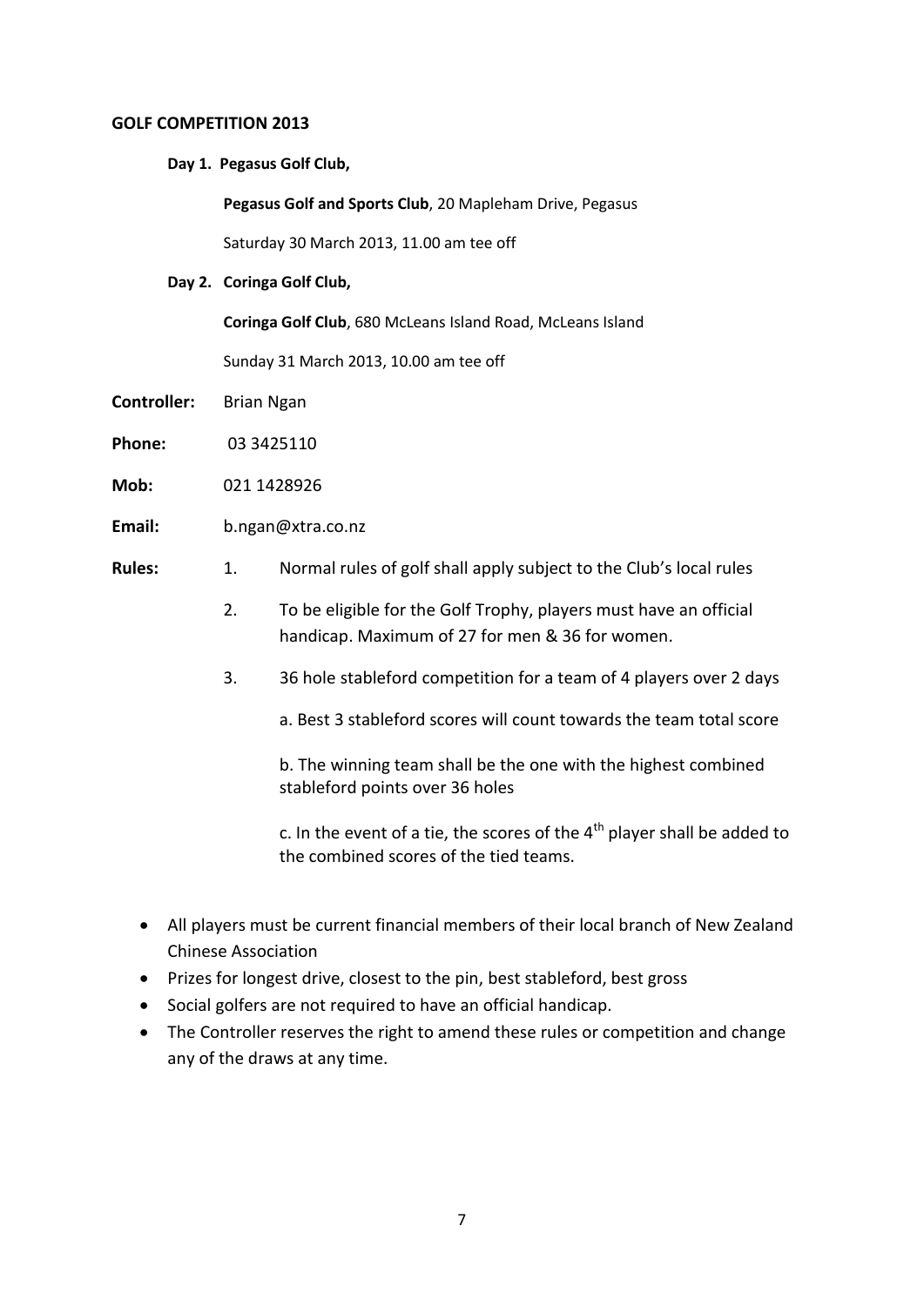**GOLF COMPETITION 2013**

**Day 1. Pegasus Golf Club,**

**Pegasus Golf and Sports Club**, 20 Mapleham Drive, Pegasus

Saturday 30 March 2013, 11.00 am tee off

**Day 2. Coringa Golf Club,**

**Coringa Golf Club**, 680 McLeans Island Road, McLeans Island

Sunday 31 March 2013, 10.00 am tee off

**Controller:** Brian Ngan

**Phone:** 03 3425110

**Mob:** 021 1428926

**Email:** b.ngan@xtra.co.nz

**Rules:**

1. Normal rules of golf shall apply subject to the Club's local rules
2. To be eligible for the Golf Trophy, players must have an official handicap. Maximum of 27 for men & 36 for women.
3. 36 hole stableford competition for a team of 4 players over 2 days

   a. Best 3 stableford scores will count towards the team total score

   b. The winning team shall be the one with the highest combined stableford points over 36 holes

   c. In the event of a tie, the scores of the 4th player shall be added to the combined scores of the tied teams.

- All players must be current financial members of their local branch of New Zealand Chinese Association
- Prizes for longest drive, closest to the pin, best stableford, best gross
- Social golfers are not required to have an official handicap.
- The Controller reserves the right to amend these rules or competition and change any of the draws at any time.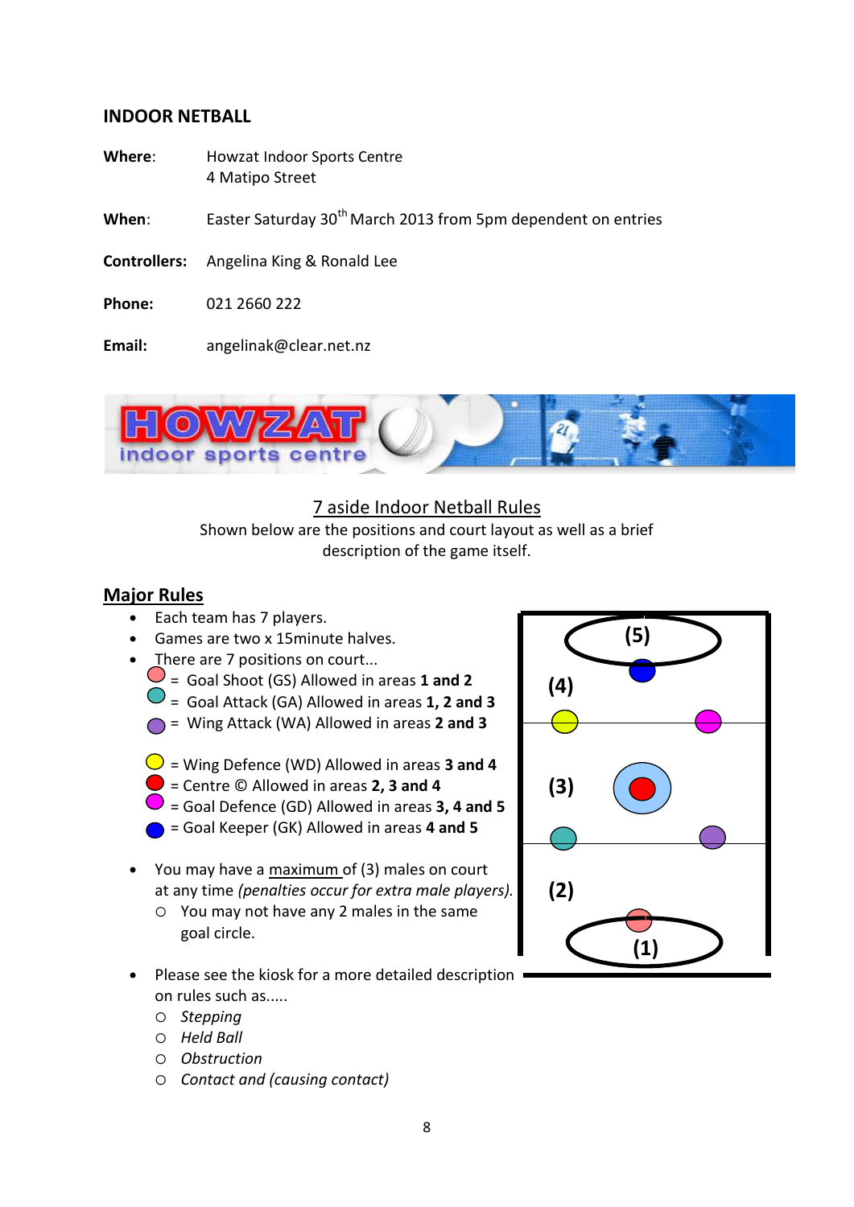## INDOOR NETBALL

**Where**: Howzat Indoor Sports Centre
4 Matipo Street

**When**: Easter Saturday 30th March 2013 from 5pm dependent on entries

**Controllers:** Angelina King & Ronald Lee

**Phone:** 021 2660 222

**Email:** angelinak@clear.net.nz

HOWZAT indoor sports centre

7 aside Indoor Netball Rules

Shown below are the positions and court layout as well as a brief description of the game itself.

## Major Rules

- Each team has 7 players.
- Games are two x 15minute halves.
- There are 7 positions on court...
  - = Goal Shoot (GS) Allowed in areas **1 and 2**
  - = Goal Attack (GA) Allowed in areas **1, 2 and 3**
  - = Wing Attack (WA) Allowed in areas **2 and 3**
  - = Wing Defence (WD) Allowed in areas **3 and 4**
  - = Centre © Allowed in areas **2, 3 and 4**
  - = Goal Defence (GD) Allowed in areas **3, 4 and 5**
  - = Goal Keeper (GK) Allowed in areas **4 and 5**
- You may have a maximum of (3) males on court at any time *(penalties occur for extra male players).*
  - You may not have any 2 males in the same goal circle.
- Please see the kiosk for a more detailed description on rules such as.....
  - *Stepping*
  - *Held Ball*
  - *Obstruction*
  - *Contact and (causing contact)*

(5) (4) (3) (2) (1)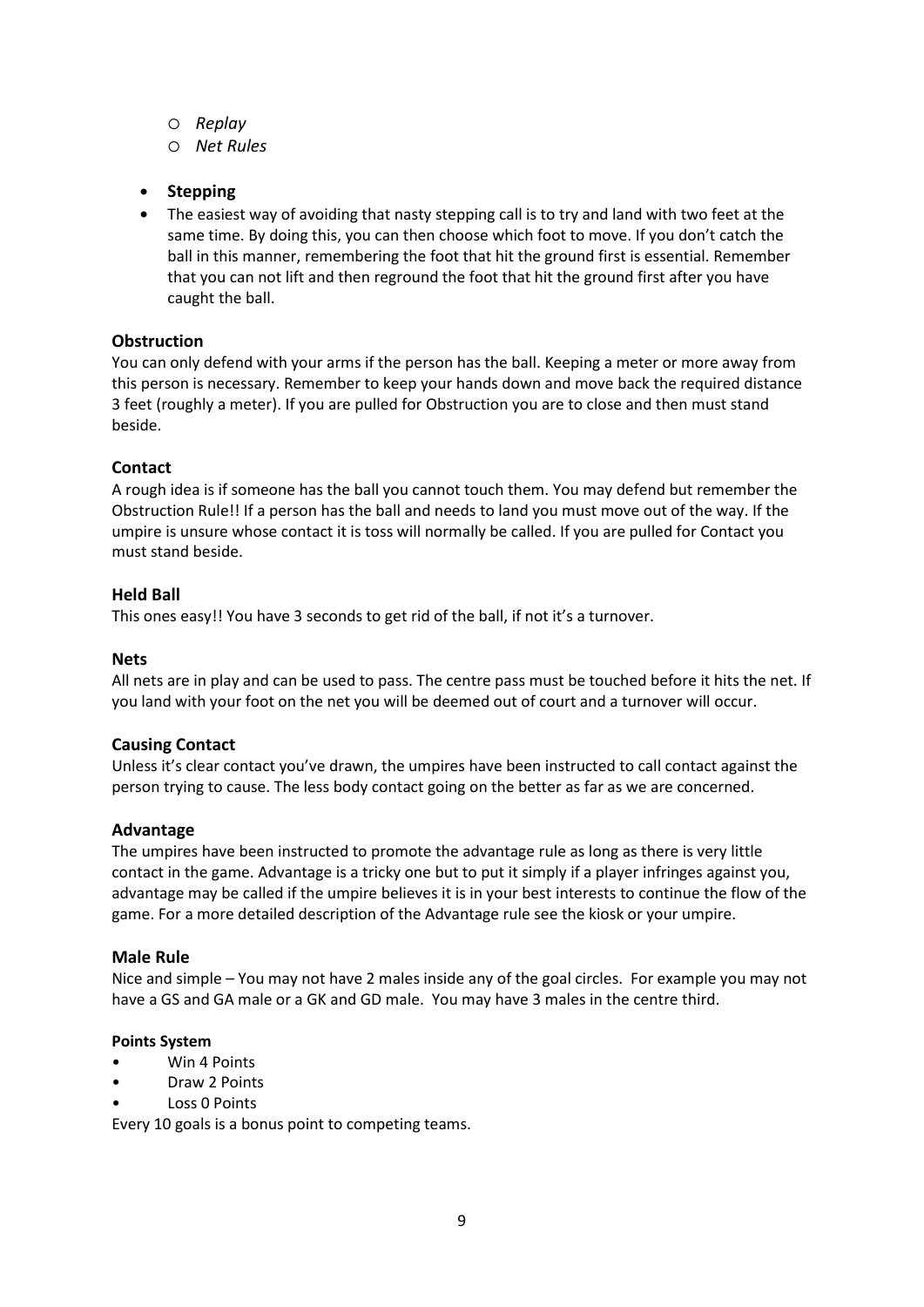- *Replay*
  - *Net Rules*

- **Stepping**
- The easiest way of avoiding that nasty stepping call is to try and land with two feet at the same time. By doing this, you can then choose which foot to move. If you don't catch the ball in this manner, remembering the foot that hit the ground first is essential. Remember that you can not lift and then reground the foot that hit the ground first after you have caught the ball.

### Obstruction

You can only defend with your arms if the person has the ball. Keeping a meter or more away from this person is necessary. Remember to keep your hands down and move back the required distance 3 feet (roughly a meter). If you are pulled for Obstruction you are to close and then must stand beside.

### Contact

A rough idea is if someone has the ball you cannot touch them. You may defend but remember the Obstruction Rule!! If a person has the ball and needs to land you must move out of the way. If the umpire is unsure whose contact it is toss will normally be called. If you are pulled for Contact you must stand beside.

### Held Ball

This ones easy!! You have 3 seconds to get rid of the ball, if not it's a turnover.

### Nets

All nets are in play and can be used to pass. The centre pass must be touched before it hits the net. If you land with your foot on the net you will be deemed out of court and a turnover will occur.

### Causing Contact

Unless it's clear contact you've drawn, the umpires have been instructed to call contact against the person trying to cause. The less body contact going on the better as far as we are concerned.

### Advantage

The umpires have been instructed to promote the advantage rule as long as there is very little contact in the game. Advantage is a tricky one but to put it simply if a player infringes against you, advantage may be called if the umpire believes it is in your best interests to continue the flow of the game. For a more detailed description of the Advantage rule see the kiosk or your umpire.

### Male Rule

Nice and simple – You may not have 2 males inside any of the goal circles. For example you may not have a GS and GA male or a GK and GD male. You may have 3 males in the centre third.

#### Points System

- Win 4 Points
- Draw 2 Points
- Loss 0 Points

Every 10 goals is a bonus point to competing teams.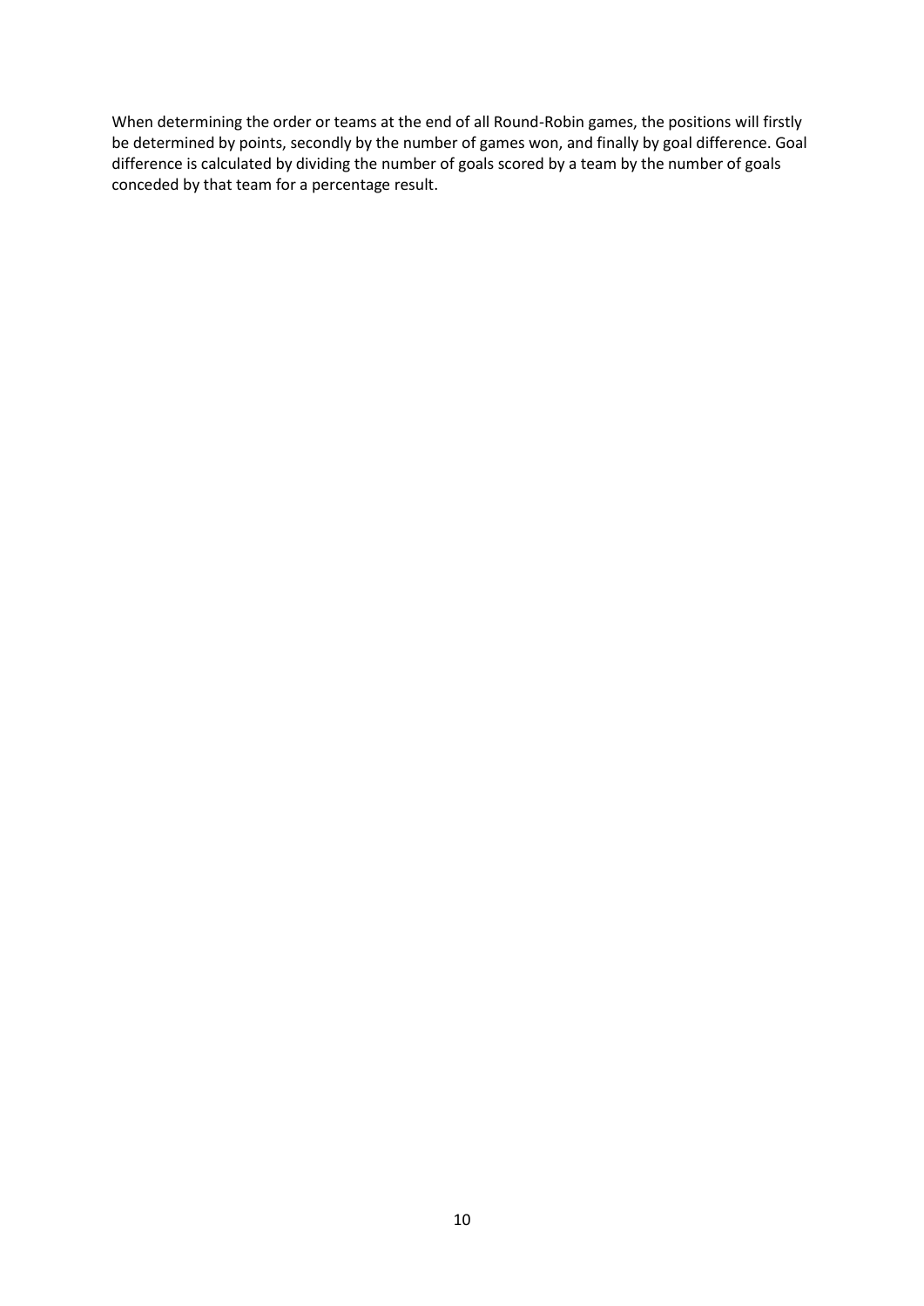When determining the order or teams at the end of all Round-Robin games, the positions will firstly be determined by points, secondly by the number of games won, and finally by goal difference. Goal difference is calculated by dividing the number of goals scored by a team by the number of goals conceded by that team for a percentage result.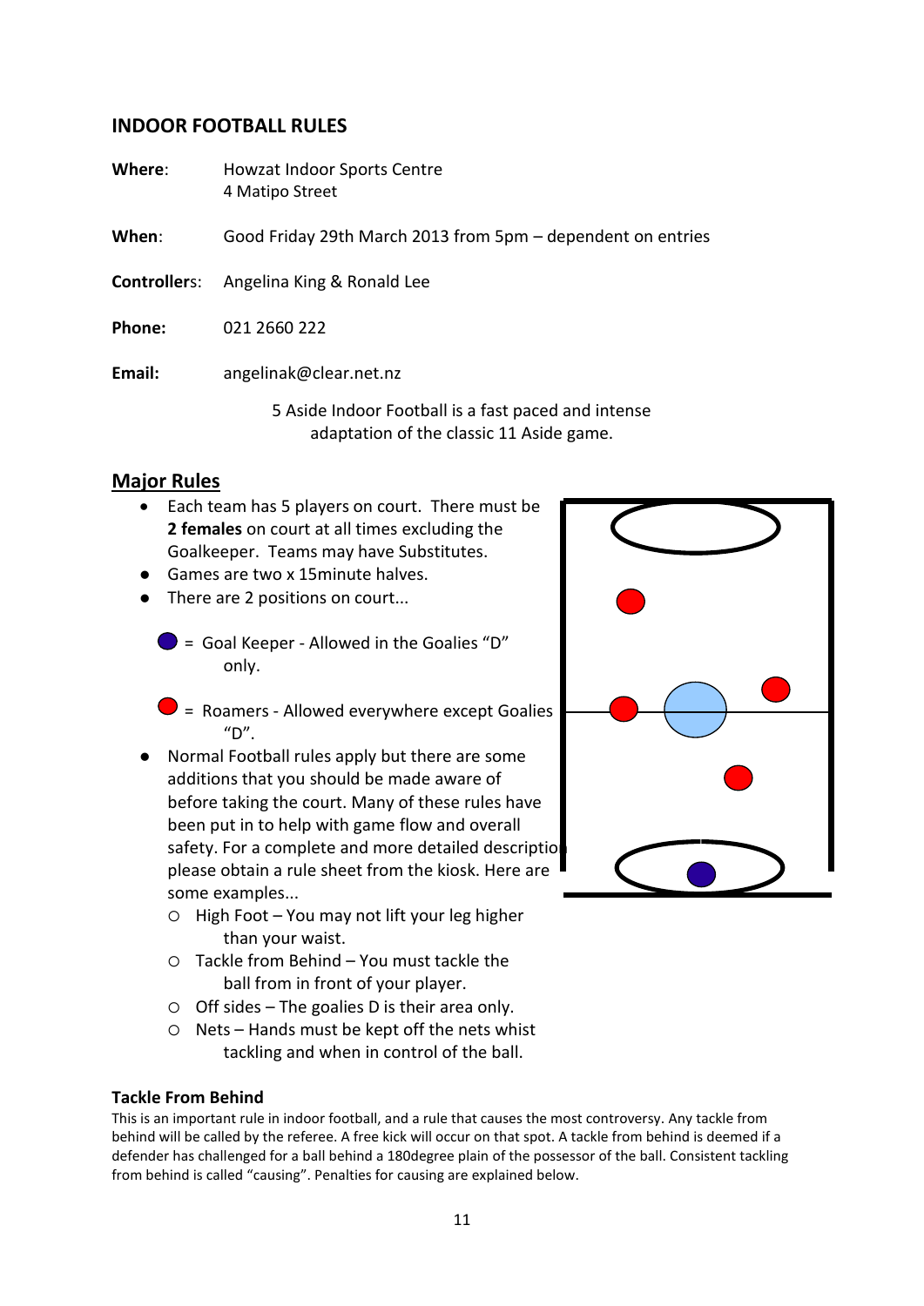## INDOOR FOOTBALL RULES

**Where**: Howzat Indoor Sports Centre
4 Matipo Street

**When**: Good Friday 29th March 2013 from 5pm – dependent on entries

**Controllers**: Angelina King & Ronald Lee

**Phone:** 021 2660 222

**Email:** angelinak@clear.net.nz

5 Aside Indoor Football is a fast paced and intense adaptation of the classic 11 Aside game.

### Major Rules

- Each team has 5 players on court. There must be **2 females** on court at all times excluding the Goalkeeper. Teams may have Substitutes.
- Games are two x 15minute halves.
- There are 2 positions on court...

  - Blue = Goal Keeper - Allowed in the Goalies "D" only.
  - Red = Roamers - Allowed everywhere except Goalies "D".

- Normal Football rules apply but there are some additions that you should be made aware of before taking the court. Many of these rules have been put in to help with game flow and overall safety. For a complete and more detailed description please obtain a rule sheet from the kiosk. Here are some examples...
  - High Foot – You may not lift your leg higher than your waist.
  - Tackle from Behind – You must tackle the ball from in front of your player.
  - Off sides – The goalies D is their area only.
  - Nets – Hands must be kept off the nets whist tackling and when in control of the ball.

#### Tackle From Behind

This is an important rule in indoor football, and a rule that causes the most controversy. Any tackle from behind will be called by the referee. A free kick will occur on that spot. A tackle from behind is deemed if a defender has challenged for a ball behind a 180degree plain of the possessor of the ball. Consistent tackling from behind is called "causing". Penalties for causing are explained below.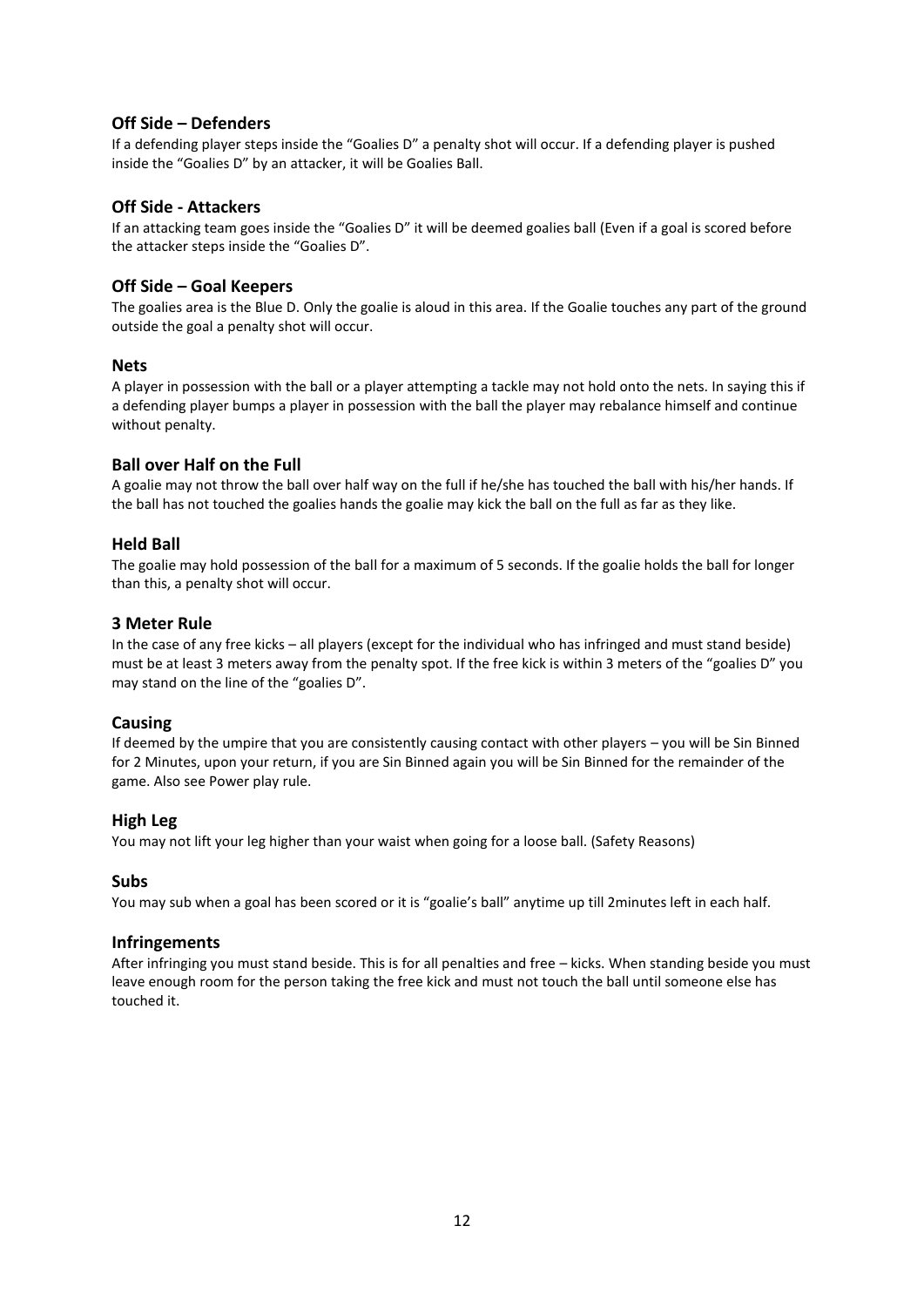### Off Side – Defenders

If a defending player steps inside the "Goalies D" a penalty shot will occur. If a defending player is pushed inside the "Goalies D" by an attacker, it will be Goalies Ball.

### Off Side - Attackers

If an attacking team goes inside the "Goalies D" it will be deemed goalies ball (Even if a goal is scored before the attacker steps inside the "Goalies D".

### Off Side – Goal Keepers

The goalies area is the Blue D. Only the goalie is aloud in this area. If the Goalie touches any part of the ground outside the goal a penalty shot will occur.

### Nets

A player in possession with the ball or a player attempting a tackle may not hold onto the nets. In saying this if a defending player bumps a player in possession with the ball the player may rebalance himself and continue without penalty.

### Ball over Half on the Full

A goalie may not throw the ball over half way on the full if he/she has touched the ball with his/her hands. If the ball has not touched the goalies hands the goalie may kick the ball on the full as far as they like.

### Held Ball

The goalie may hold possession of the ball for a maximum of 5 seconds. If the goalie holds the ball for longer than this, a penalty shot will occur.

### 3 Meter Rule

In the case of any free kicks – all players (except for the individual who has infringed and must stand beside) must be at least 3 meters away from the penalty spot. If the free kick is within 3 meters of the "goalies D" you may stand on the line of the "goalies D".

### Causing

If deemed by the umpire that you are consistently causing contact with other players – you will be Sin Binned for 2 Minutes, upon your return, if you are Sin Binned again you will be Sin Binned for the remainder of the game. Also see Power play rule.

### High Leg

You may not lift your leg higher than your waist when going for a loose ball. (Safety Reasons)

### Subs

You may sub when a goal has been scored or it is "goalie's ball" anytime up till 2minutes left in each half.

### Infringements

After infringing you must stand beside. This is for all penalties and free – kicks. When standing beside you must leave enough room for the person taking the free kick and must not touch the ball until someone else has touched it.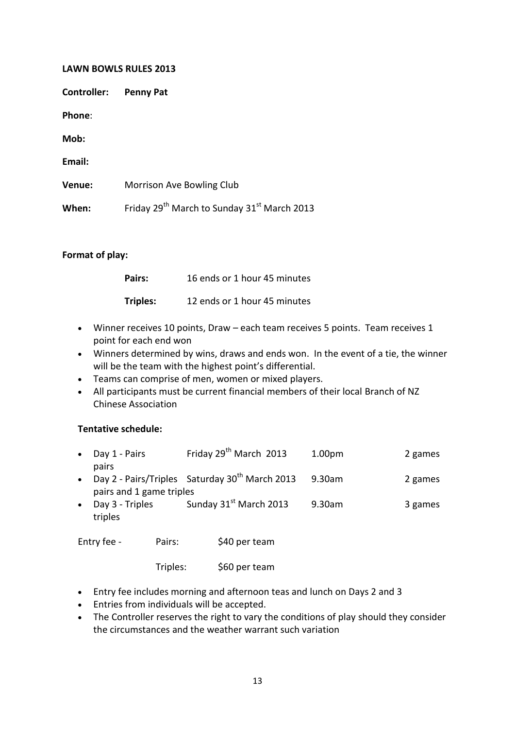**LAWN BOWLS RULES 2013**

**Controller:** **Penny Pat**

**Phone**:

**Mob:**

**Email:**

**Venue:** Morrison Ave Bowling Club

**When:** Friday 29th March to Sunday 31st March 2013

**Format of play:**

**Pairs:** 16 ends or 1 hour 45 minutes

**Triples:** 12 ends or 1 hour 45 minutes

- Winner receives 10 points, Draw – each team receives 5 points. Team receives 1 point for each end won
- Winners determined by wins, draws and ends won. In the event of a tie, the winner will be the team with the highest point's differential.
- Teams can comprise of men, women or mixed players.
- All participants must be current financial members of their local Branch of NZ Chinese Association

**Tentative schedule:**

- Day 1 - Pairs | Friday 29th March 2013 | 1.00pm | 2 games pairs
- Day 2 - Pairs/Triples | Saturday 30th March 2013 | 9.30am | 2 games pairs and 1 game triples
- Day 3 - Triples | Sunday 31st March 2013 | 9.30am | 3 games triples

| Entry fee - | | |
|---|---|---|
| | Pairs: | $40 per team |
| | Triples: | $60 per team |

- Entry fee includes morning and afternoon teas and lunch on Days 2 and 3
- Entries from individuals will be accepted.
- The Controller reserves the right to vary the conditions of play should they consider the circumstances and the weather warrant such variation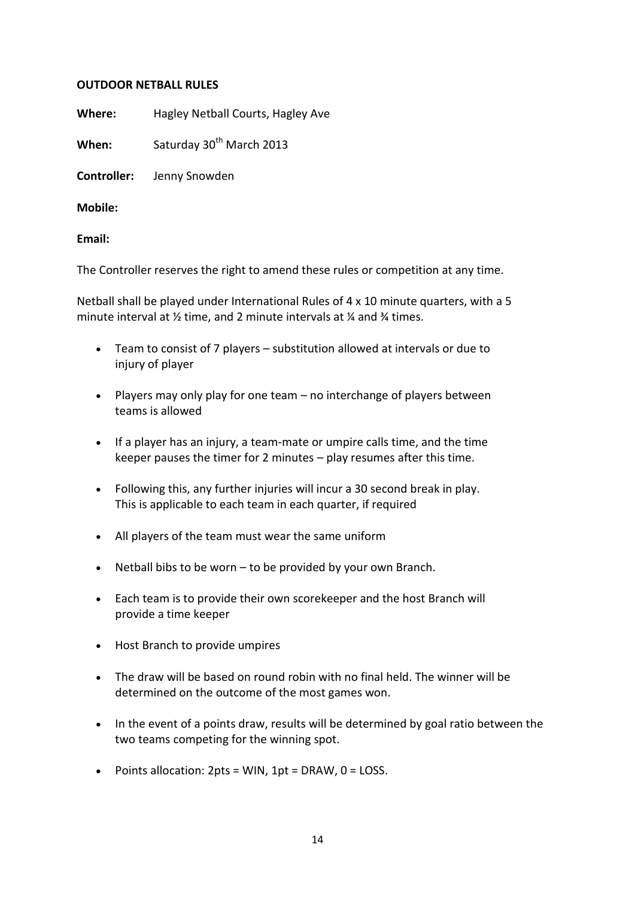**OUTDOOR NETBALL RULES**

**Where:** Hagley Netball Courts, Hagley Ave

**When:** Saturday 30th March 2013

**Controller:** Jenny Snowden

**Mobile:**

**Email:**

The Controller reserves the right to amend these rules or competition at any time.

Netball shall be played under International Rules of 4 x 10 minute quarters, with a 5 minute interval at ½ time, and 2 minute intervals at ¼ and ¾ times.

- Team to consist of 7 players – substitution allowed at intervals or due to injury of player
- Players may only play for one team – no interchange of players between teams is allowed
- If a player has an injury, a team-mate or umpire calls time, and the time keeper pauses the timer for 2 minutes – play resumes after this time.
- Following this, any further injuries will incur a 30 second break in play. This is applicable to each team in each quarter, if required
- All players of the team must wear the same uniform
- Netball bibs to be worn – to be provided by your own Branch.
- Each team is to provide their own scorekeeper and the host Branch will provide a time keeper
- Host Branch to provide umpires
- The draw will be based on round robin with no final held. The winner will be determined on the outcome of the most games won.
- In the event of a points draw, results will be determined by goal ratio between the two teams competing for the winning spot.
- Points allocation: 2pts = WIN, 1pt = DRAW, 0 = LOSS.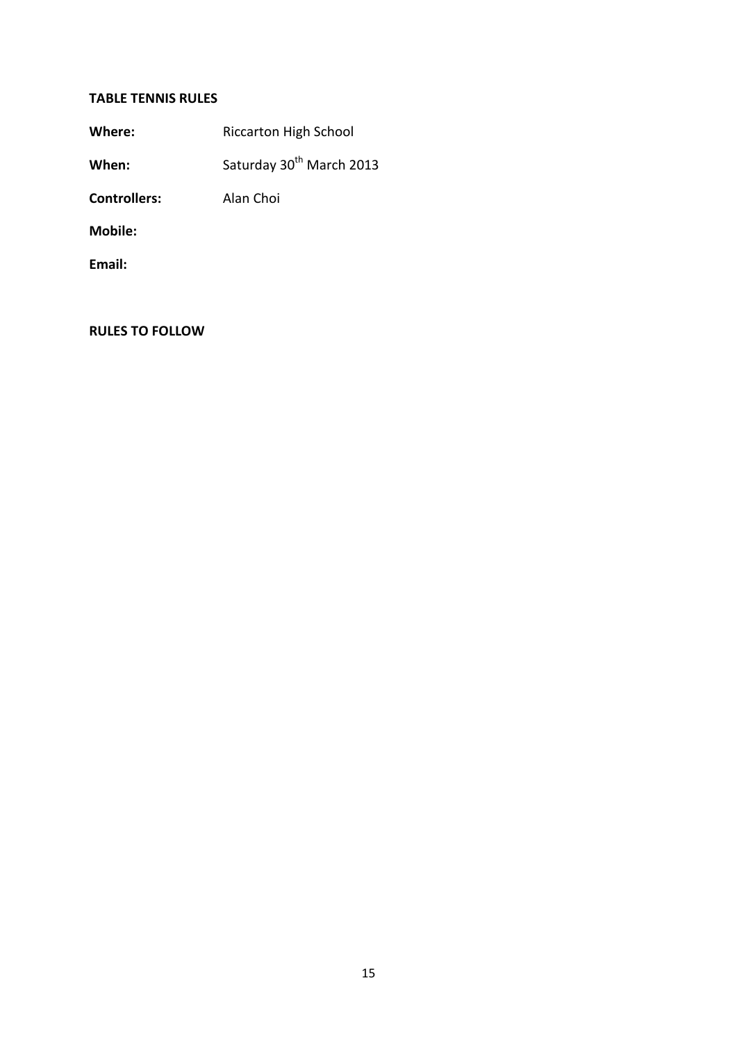## TABLE TENNIS RULES

**Where:** Riccarton High School

**When:** Saturday 30th March 2013

**Controllers:** Alan Choi

**Mobile:**

**Email:**

## RULES TO FOLLOW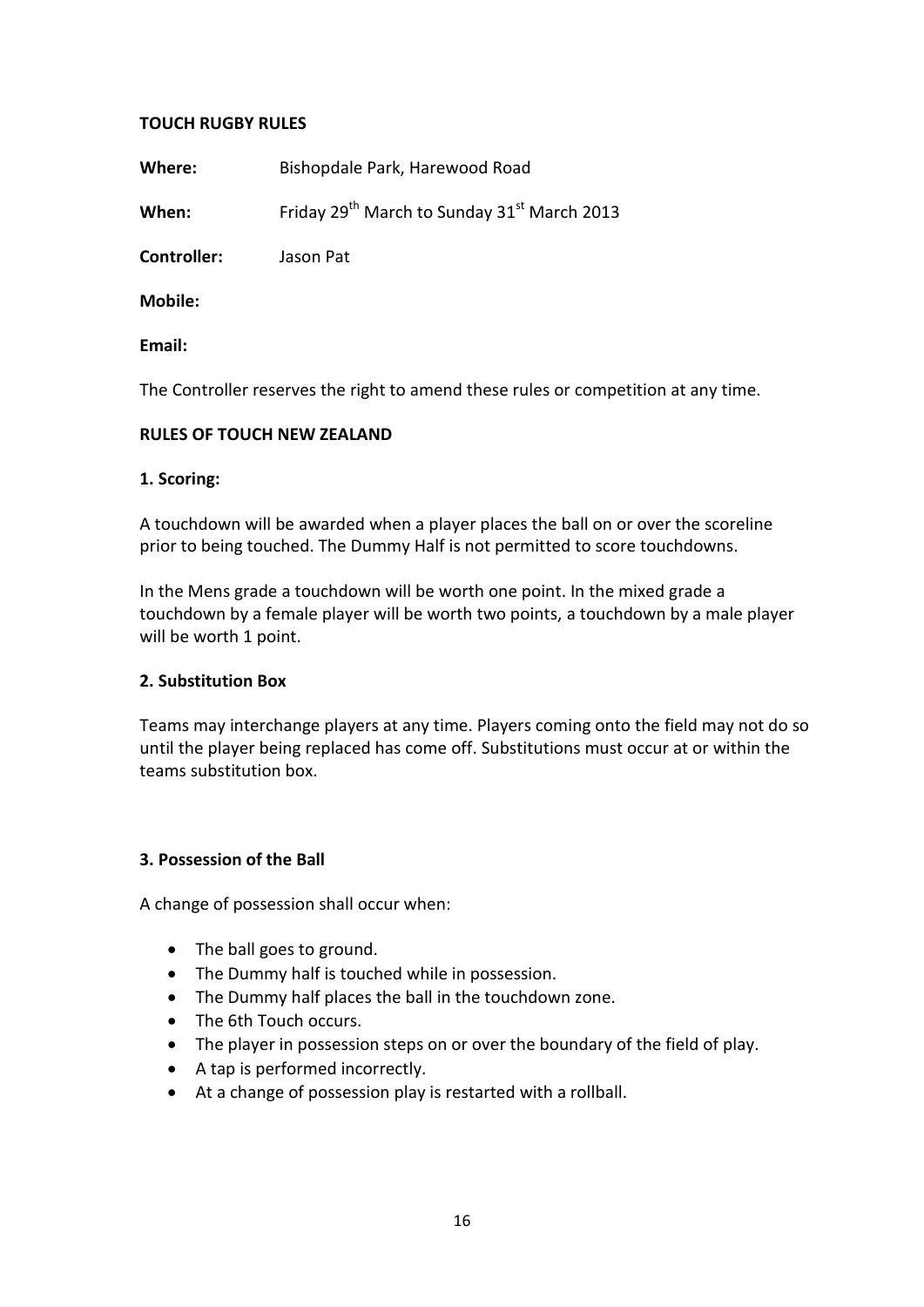**TOUCH RUGBY RULES**

**Where:** Bishopdale Park, Harewood Road

**When:** Friday 29th March to Sunday 31st March 2013

**Controller:** Jason Pat

**Mobile:**

**Email:**

The Controller reserves the right to amend these rules or competition at any time.

**RULES OF TOUCH NEW ZEALAND**

**1. Scoring:**

A touchdown will be awarded when a player places the ball on or over the scoreline prior to being touched. The Dummy Half is not permitted to score touchdowns.

In the Mens grade a touchdown will be worth one point. In the mixed grade a touchdown by a female player will be worth two points, a touchdown by a male player will be worth 1 point.

**2. Substitution Box**

Teams may interchange players at any time. Players coming onto the field may not do so until the player being replaced has come off. Substitutions must occur at or within the teams substitution box.

**3. Possession of the Ball**

A change of possession shall occur when:

- The ball goes to ground.
- The Dummy half is touched while in possession.
- The Dummy half places the ball in the touchdown zone.
- The 6th Touch occurs.
- The player in possession steps on or over the boundary of the field of play.
- A tap is performed incorrectly.
- At a change of possession play is restarted with a rollball.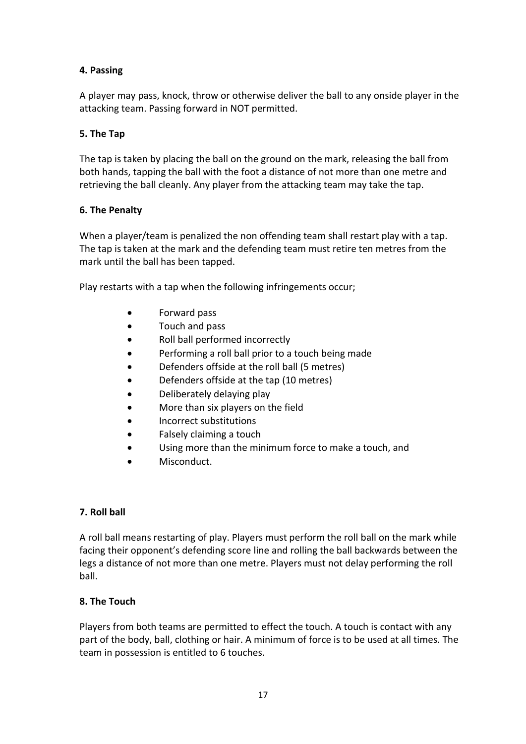**4. Passing**

A player may pass, knock, throw or otherwise deliver the ball to any onside player in the attacking team. Passing forward in NOT permitted.

**5. The Tap**

The tap is taken by placing the ball on the ground on the mark, releasing the ball from both hands, tapping the ball with the foot a distance of not more than one metre and retrieving the ball cleanly. Any player from the attacking team may take the tap.

**6. The Penalty**

When a player/team is penalized the non offending team shall restart play with a tap. The tap is taken at the mark and the defending team must retire ten metres from the mark until the ball has been tapped.

Play restarts with a tap when the following infringements occur;

- Forward pass
- Touch and pass
- Roll ball performed incorrectly
- Performing a roll ball prior to a touch being made
- Defenders offside at the roll ball (5 metres)
- Defenders offside at the tap (10 metres)
- Deliberately delaying play
- More than six players on the field
- Incorrect substitutions
- Falsely claiming a touch
- Using more than the minimum force to make a touch, and
- Misconduct.

**7. Roll ball**

A roll ball means restarting of play. Players must perform the roll ball on the mark while facing their opponent's defending score line and rolling the ball backwards between the legs a distance of not more than one metre. Players must not delay performing the roll ball.

**8. The Touch**

Players from both teams are permitted to effect the touch. A touch is contact with any part of the body, ball, clothing or hair. A minimum of force is to be used at all times. The team in possession is entitled to 6 touches.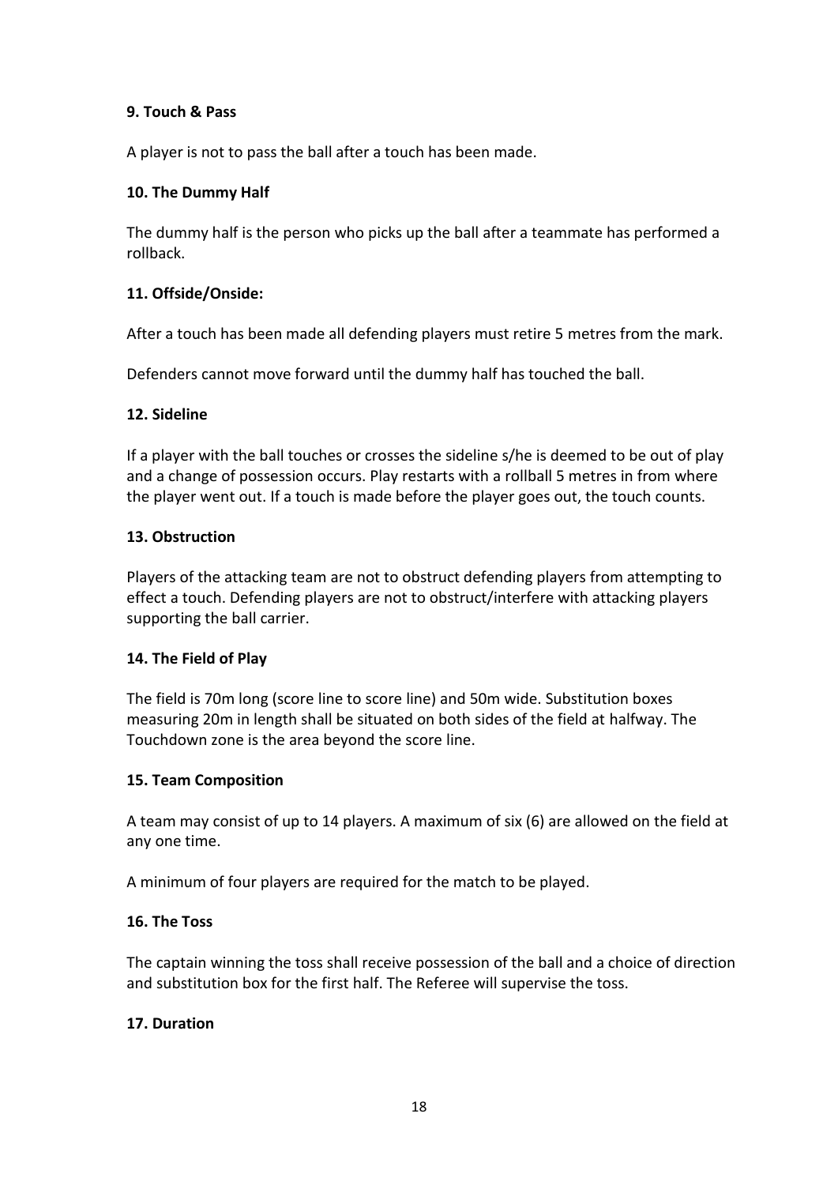**9. Touch & Pass**

A player is not to pass the ball after a touch has been made.

**10. The Dummy Half**

The dummy half is the person who picks up the ball after a teammate has performed a rollback.

**11. Offside/Onside:**

After a touch has been made all defending players must retire 5 metres from the mark.

Defenders cannot move forward until the dummy half has touched the ball.

**12. Sideline**

If a player with the ball touches or crosses the sideline s/he is deemed to be out of play and a change of possession occurs. Play restarts with a rollball 5 metres in from where the player went out. If a touch is made before the player goes out, the touch counts.

**13. Obstruction**

Players of the attacking team are not to obstruct defending players from attempting to effect a touch. Defending players are not to obstruct/interfere with attacking players supporting the ball carrier.

**14. The Field of Play**

The field is 70m long (score line to score line) and 50m wide. Substitution boxes measuring 20m in length shall be situated on both sides of the field at halfway. The Touchdown zone is the area beyond the score line.

**15. Team Composition**

A team may consist of up to 14 players. A maximum of six (6) are allowed on the field at any one time.

A minimum of four players are required for the match to be played.

**16. The Toss**

The captain winning the toss shall receive possession of the ball and a choice of direction and substitution box for the first half. The Referee will supervise the toss.

**17. Duration**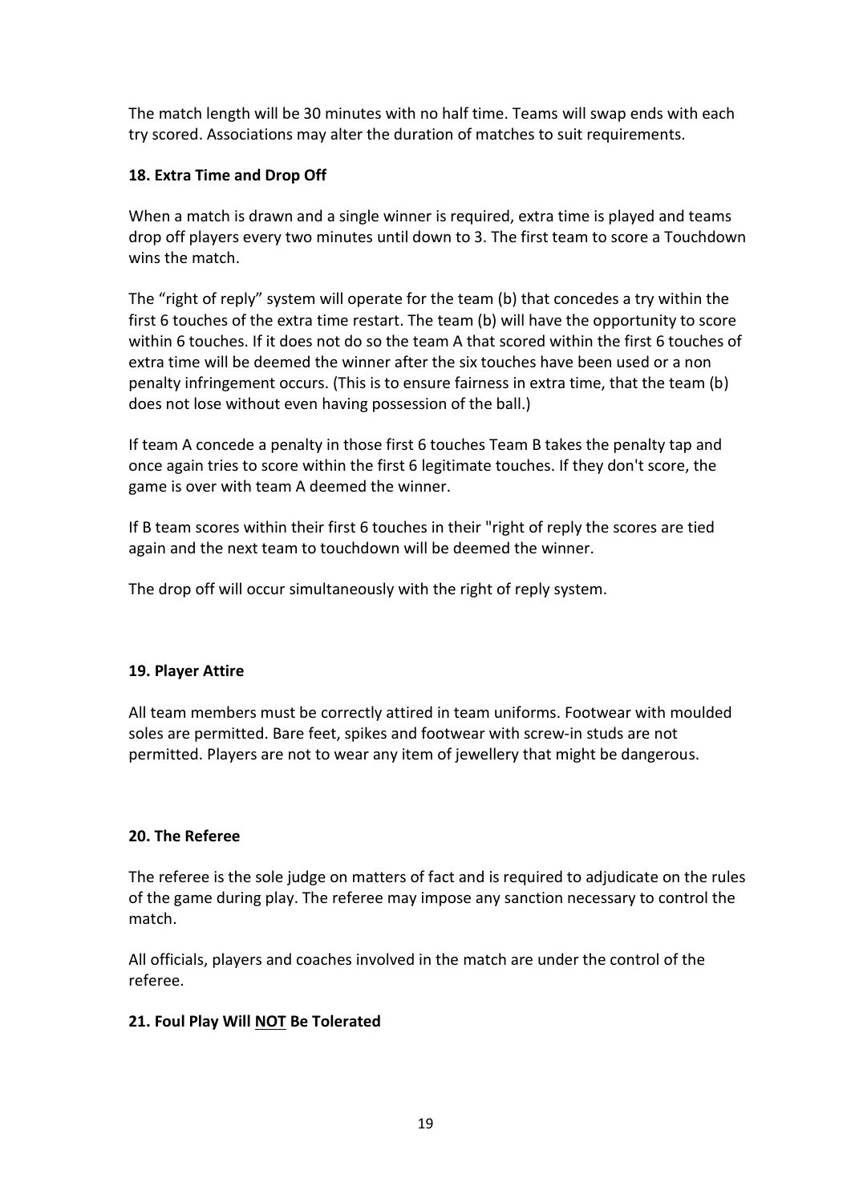The match length will be 30 minutes with no half time. Teams will swap ends with each try scored. Associations may alter the duration of matches to suit requirements.

**18. Extra Time and Drop Off**

When a match is drawn and a single winner is required, extra time is played and teams drop off players every two minutes until down to 3. The first team to score a Touchdown wins the match.

The "right of reply" system will operate for the team (b) that concedes a try within the first 6 touches of the extra time restart. The team (b) will have the opportunity to score within 6 touches. If it does not do so the team A that scored within the first 6 touches of extra time will be deemed the winner after the six touches have been used or a non penalty infringement occurs. (This is to ensure fairness in extra time, that the team (b) does not lose without even having possession of the ball.)

If team A concede a penalty in those first 6 touches Team B takes the penalty tap and once again tries to score within the first 6 legitimate touches. If they don't score, the game is over with team A deemed the winner.

If B team scores within their first 6 touches in their "right of reply the scores are tied again and the next team to touchdown will be deemed the winner.

The drop off will occur simultaneously with the right of reply system.

**19. Player Attire**

All team members must be correctly attired in team uniforms. Footwear with moulded soles are permitted. Bare feet, spikes and footwear with screw-in studs are not permitted. Players are not to wear any item of jewellery that might be dangerous.

**20. The Referee**

The referee is the sole judge on matters of fact and is required to adjudicate on the rules of the game during play. The referee may impose any sanction necessary to control the match.

All officials, players and coaches involved in the match are under the control of the referee.

**21. Foul Play Will <u>NOT</u> Be Tolerated**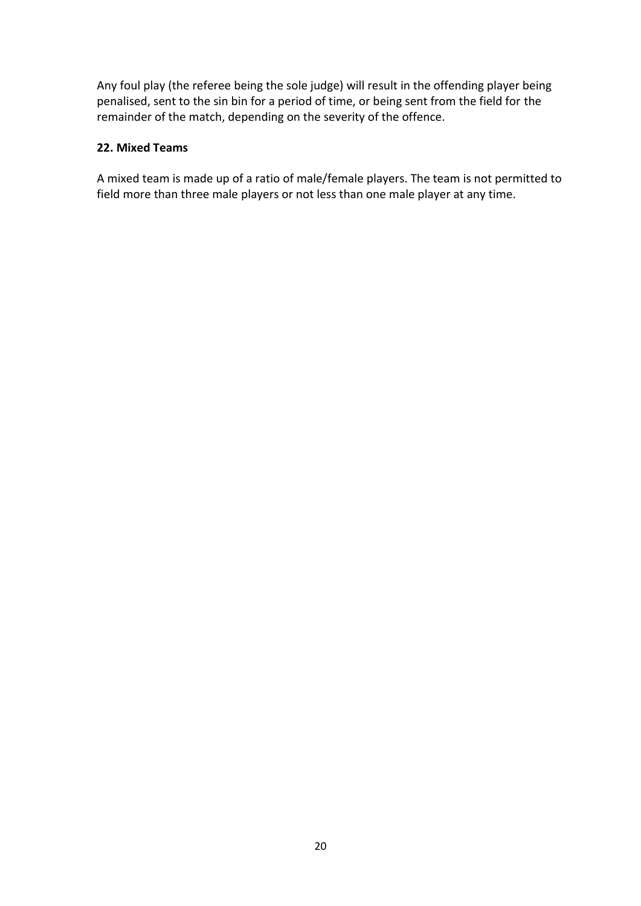Any foul play (the referee being the sole judge) will result in the offending player being penalised, sent to the sin bin for a period of time, or being sent from the field for the remainder of the match, depending on the severity of the offence.

## 22. Mixed Teams

A mixed team is made up of a ratio of male/female players. The team is not permitted to field more than three male players or not less than one male player at any time.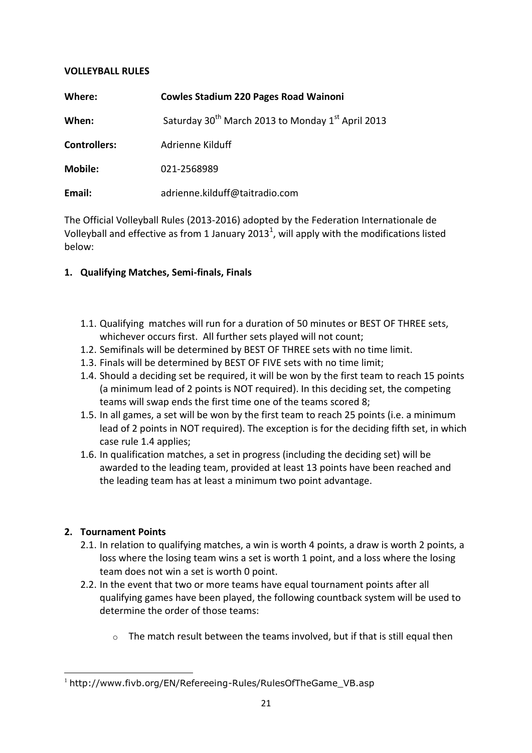**VOLLEYBALL RULES**

| | |
|---|---|
| **Where:** | **Cowles Stadium 220 Pages Road Wainoni** |
| **When:** | Saturday 30th March 2013 to Monday 1st April 2013 |
| **Controllers:** | Adrienne Kilduff |
| **Mobile:** | 021-2568989 |
| **Email:** | adrienne.kilduff@taitradio.com |

The Official Volleyball Rules (2013-2016) adopted by the Federation Internationale de Volleyball and effective as from 1 January 2013[1], will apply with the modifications listed below:

1. **Qualifying Matches, Semi-finals, Finals**

   1.1. Qualifying matches will run for a duration of 50 minutes or BEST OF THREE sets, whichever occurs first. All further sets played will not count;

   1.2. Semifinals will be determined by BEST OF THREE sets with no time limit.

   1.3. Finals will be determined by BEST OF FIVE sets with no time limit;

   1.4. Should a deciding set be required, it will be won by the first team to reach 15 points (a minimum lead of 2 points is NOT required). In this deciding set, the competing teams will swap ends the first time one of the teams scored 8;

   1.5. In all games, a set will be won by the first team to reach 25 points (i.e. a minimum lead of 2 points in NOT required). The exception is for the deciding fifth set, in which case rule 1.4 applies;

   1.6. In qualification matches, a set in progress (including the deciding set) will be awarded to the leading team, provided at least 13 points have been reached and the leading team has at least a minimum two point advantage.

2. **Tournament Points**

   2.1. In relation to qualifying matches, a win is worth 4 points, a draw is worth 2 points, a loss where the losing team wins a set is worth 1 point, and a loss where the losing team does not win a set is worth 0 point.

   2.2. In the event that two or more teams have equal tournament points after all qualifying games have been played, the following countback system will be used to determine the order of those teams:

      - The match result between the teams involved, but if that is still equal then

[1] http://www.fivb.org/EN/Refereeing-Rules/RulesOfTheGame_VB.asp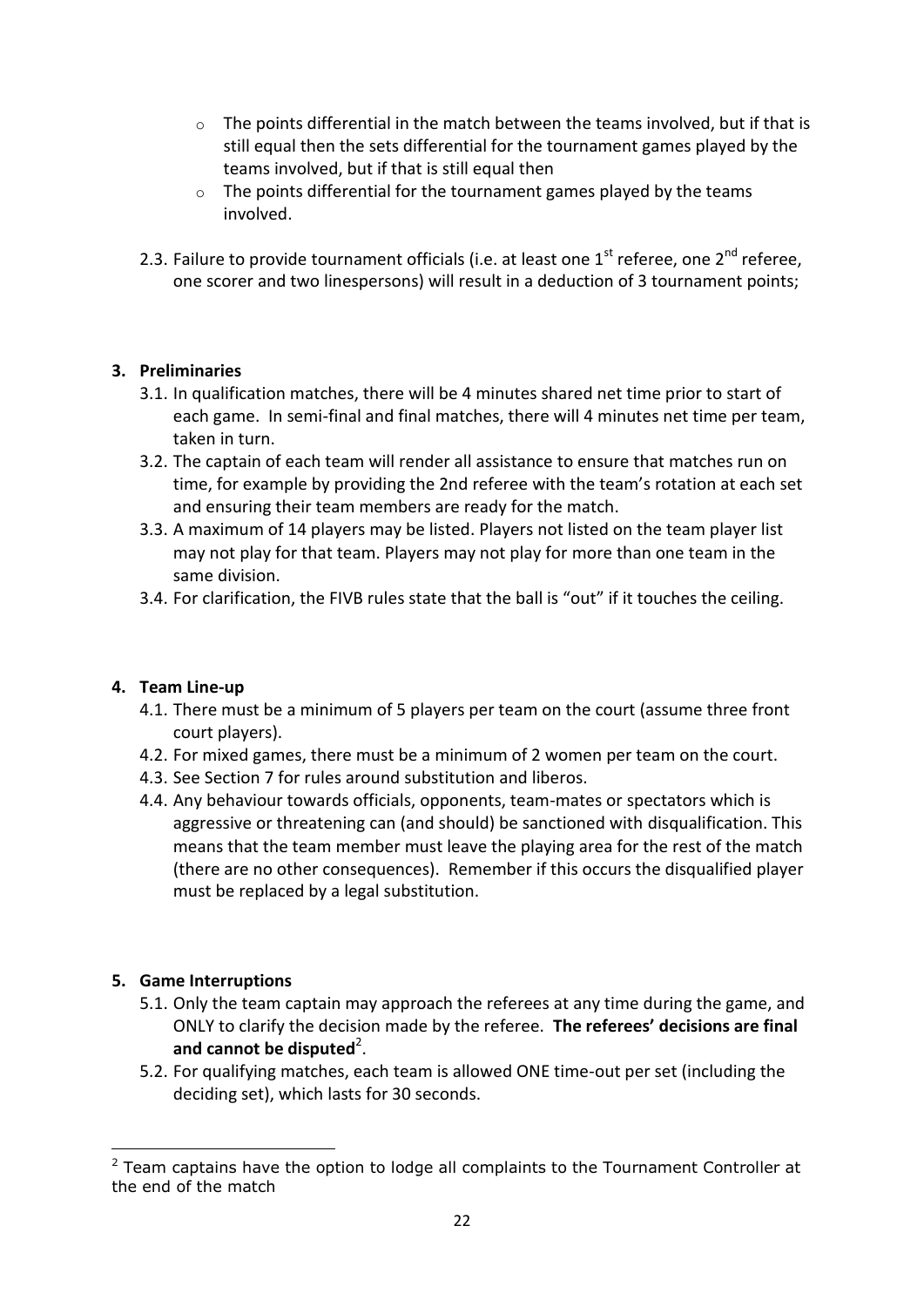- The points differential in the match between the teams involved, but if that is still equal then the sets differential for the tournament games played by the teams involved, but if that is still equal then
    - The points differential for the tournament games played by the teams involved.

2.3. Failure to provide tournament officials (i.e. at least one 1st referee, one 2nd referee, one scorer and two linespersons) will result in a deduction of 3 tournament points;

## 3. Preliminaries

3.1. In qualification matches, there will be 4 minutes shared net time prior to start of each game. In semi-final and final matches, there will 4 minutes net time per team, taken in turn.

3.2. The captain of each team will render all assistance to ensure that matches run on time, for example by providing the 2nd referee with the team's rotation at each set and ensuring their team members are ready for the match.

3.3. A maximum of 14 players may be listed. Players not listed on the team player list may not play for that team. Players may not play for more than one team in the same division.

3.4. For clarification, the FIVB rules state that the ball is "out" if it touches the ceiling.

## 4. Team Line-up

4.1. There must be a minimum of 5 players per team on the court (assume three front court players).

4.2. For mixed games, there must be a minimum of 2 women per team on the court.

4.3. See Section 7 for rules around substitution and liberos.

4.4. Any behaviour towards officials, opponents, team-mates or spectators which is aggressive or threatening can (and should) be sanctioned with disqualification. This means that the team member must leave the playing area for the rest of the match (there are no other consequences). Remember if this occurs the disqualified player must be replaced by a legal substitution.

## 5. Game Interruptions

5.1. Only the team captain may approach the referees at any time during the game, and ONLY to clarify the decision made by the referee. **The referees' decisions are final and cannot be disputed**[2].

5.2. For qualifying matches, each team is allowed ONE time-out per set (including the deciding set), which lasts for 30 seconds.

---

[2] Team captains have the option to lodge all complaints to the Tournament Controller at the end of the match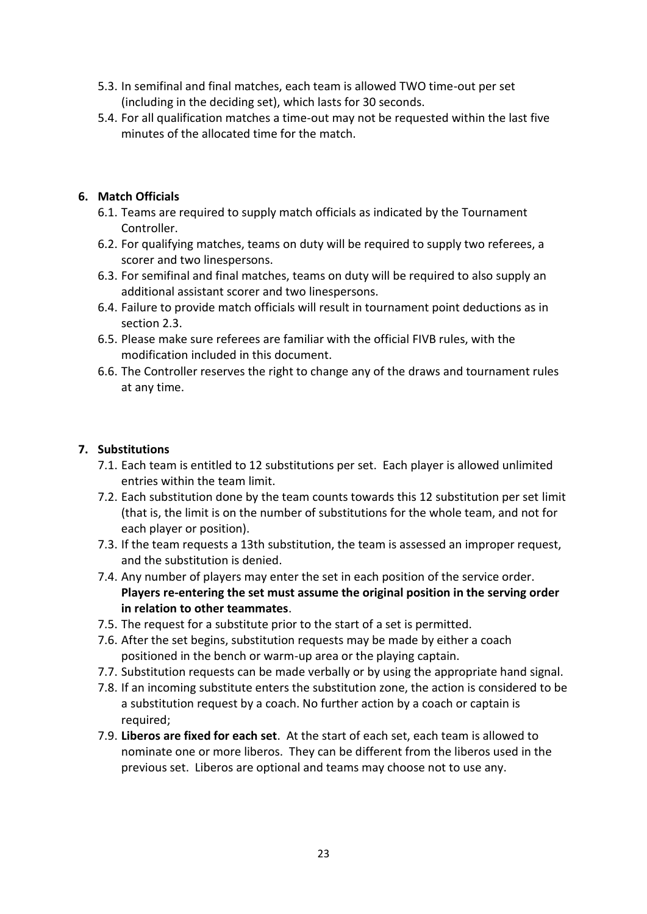5.3. In semifinal and final matches, each team is allowed TWO time-out per set (including in the deciding set), which lasts for 30 seconds.

5.4. For all qualification matches a time-out may not be requested within the last five minutes of the allocated time for the match.

**6. Match Officials**

6.1. Teams are required to supply match officials as indicated by the Tournament Controller.

6.2. For qualifying matches, teams on duty will be required to supply two referees, a scorer and two linespersons.

6.3. For semifinal and final matches, teams on duty will be required to also supply an additional assistant scorer and two linespersons.

6.4. Failure to provide match officials will result in tournament point deductions as in section 2.3.

6.5. Please make sure referees are familiar with the official FIVB rules, with the modification included in this document.

6.6. The Controller reserves the right to change any of the draws and tournament rules at any time.

**7. Substitutions**

7.1. Each team is entitled to 12 substitutions per set. Each player is allowed unlimited entries within the team limit.

7.2. Each substitution done by the team counts towards this 12 substitution per set limit (that is, the limit is on the number of substitutions for the whole team, and not for each player or position).

7.3. If the team requests a 13th substitution, the team is assessed an improper request, and the substitution is denied.

7.4. Any number of players may enter the set in each position of the service order. **Players re-entering the set must assume the original position in the serving order in relation to other teammates**.

7.5. The request for a substitute prior to the start of a set is permitted.

7.6. After the set begins, substitution requests may be made by either a coach positioned in the bench or warm-up area or the playing captain.

7.7. Substitution requests can be made verbally or by using the appropriate hand signal.

7.8. If an incoming substitute enters the substitution zone, the action is considered to be a substitution request by a coach. No further action by a coach or captain is required;

7.9. **Liberos are fixed for each set**. At the start of each set, each team is allowed to nominate one or more liberos. They can be different from the liberos used in the previous set. Liberos are optional and teams may choose not to use any.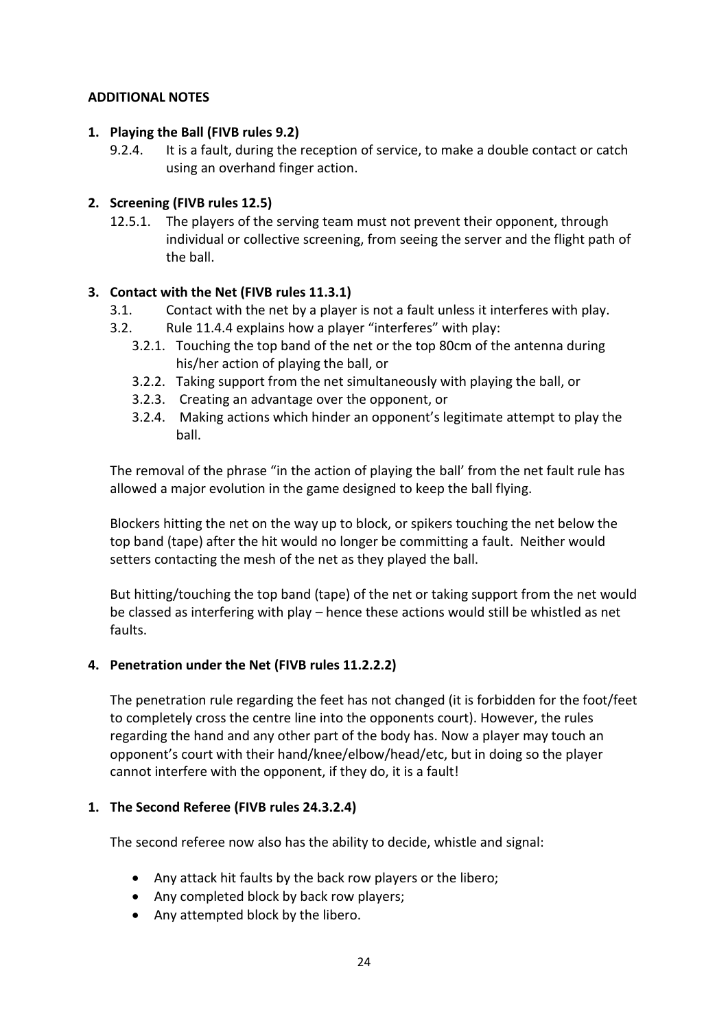**ADDITIONAL NOTES**

**1. Playing the Ball (FIVB rules 9.2)**

9.2.4. It is a fault, during the reception of service, to make a double contact or catch using an overhand finger action.

**2. Screening (FIVB rules 12.5)**

12.5.1. The players of the serving team must not prevent their opponent, through individual or collective screening, from seeing the server and the flight path of the ball.

**3. Contact with the Net (FIVB rules 11.3.1)**

3.1. Contact with the net by a player is not a fault unless it interferes with play.

3.2. Rule 11.4.4 explains how a player "interferes" with play:

3.2.1. Touching the top band of the net or the top 80cm of the antenna during his/her action of playing the ball, or

3.2.2. Taking support from the net simultaneously with playing the ball, or

3.2.3. Creating an advantage over the opponent, or

3.2.4. Making actions which hinder an opponent's legitimate attempt to play the ball.

The removal of the phrase "in the action of playing the ball' from the net fault rule has allowed a major evolution in the game designed to keep the ball flying.

Blockers hitting the net on the way up to block, or spikers touching the net below the top band (tape) after the hit would no longer be committing a fault. Neither would setters contacting the mesh of the net as they played the ball.

But hitting/touching the top band (tape) of the net or taking support from the net would be classed as interfering with play – hence these actions would still be whistled as net faults.

**4. Penetration under the Net (FIVB rules 11.2.2.2)**

The penetration rule regarding the feet has not changed (it is forbidden for the foot/feet to completely cross the centre line into the opponents court). However, the rules regarding the hand and any other part of the body has. Now a player may touch an opponent's court with their hand/knee/elbow/head/etc, but in doing so the player cannot interfere with the opponent, if they do, it is a fault!

**1. The Second Referee (FIVB rules 24.3.2.4)**

The second referee now also has the ability to decide, whistle and signal:

- Any attack hit faults by the back row players or the libero;
- Any completed block by back row players;
- Any attempted block by the libero.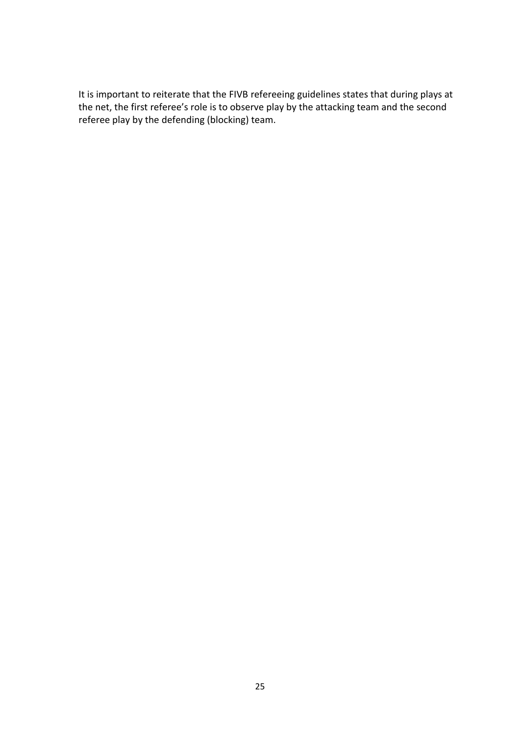It is important to reiterate that the FIVB refereeing guidelines states that during plays at the net, the first referee's role is to observe play by the attacking team and the second referee play by the defending (blocking) team.